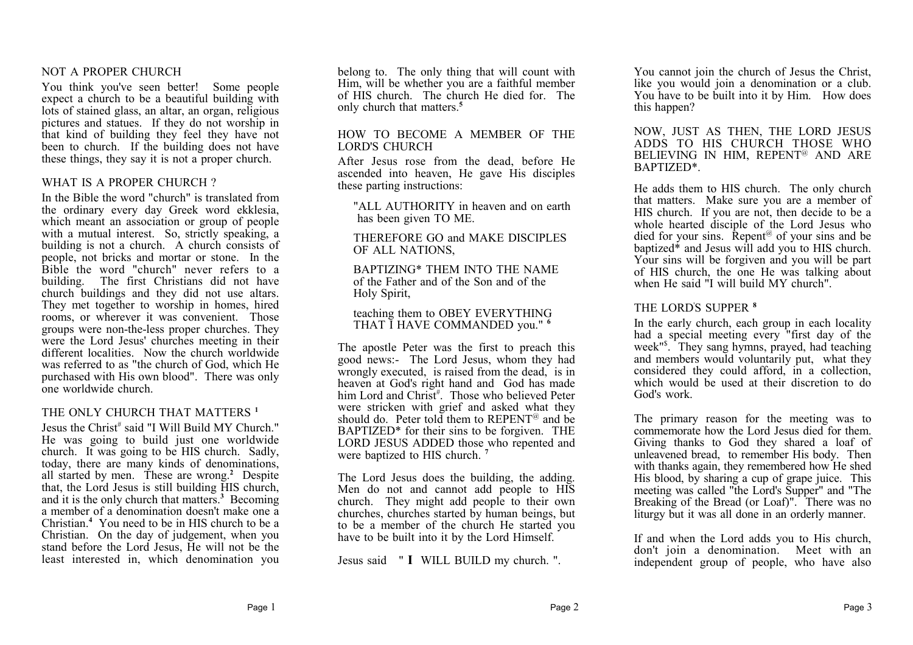## NOT A PROPER CHURCH

You think you've seen better! Some people expect a church to be a beautiful building with lots of stained glass, an altar, an organ, religious pictures and statues. If they do not worship in that kind of building they feel they have not been to church. If the building does not have these things, they say it is not a proper church.

## WHAT IS A PROPER CHURCH ?

In the Bible the word "church" is translated from the ordinary every day Greek word ekklesia, which meant an association or group of people with a mutual interest. So, strictly speaking, a building is not a church. A church consists of people, not bricks and mortar or stone. In the Bible the word "church" never refers to a building. The first Christians did not have church buildings and they did not use altars. They met together to worship in homes, hired rooms, or wherever it was convenient. Those groups were non-the-less proper churches. They were the Lord Jesus' churches meeting in their different localities. Now the church worldwide was referred to as "the church of God, which He purchased with His own blood". There was only one worldwide church.

## THE ONLY CHURCH THAT MATTERS [1]

Jesus the Christ[#] said "I Will Build MY Church." He was going to build just one worldwide church. It was going to be HIS church. Sadly, today, there are many kinds of denominations, all started by men. These are wrong.[2] Despite that, the Lord Jesus is still building HIS church, and it is the only church that matters.[3] Becoming a member of a denomination doesn't make one a Christian.[4] You need to be in HIS church to be a Christian. On the day of judgement, when you stand before the Lord Jesus, He will not be the least interested in, which denomination you belong to. The only thing that will count with Him, will be whether you are a faithful member of HIS church. The church He died for. The only church that matters.[5]

## HOW TO BECOME A MEMBER OF THE LORD'S CHURCH

After Jesus rose from the dead, before He ascended into heaven, He gave His disciples these parting instructions:

> "ALL AUTHORITY in heaven and on earth has been given TO ME.
>
> THEREFORE GO and MAKE DISCIPLES OF ALL NATIONS,
>
> BAPTIZING* THEM INTO THE NAME of the Father and of the Son and of the Holy Spirit,
>
> teaching them to OBEY EVERYTHING THAT I HAVE COMMANDED you." [6]

The apostle Peter was the first to preach this good news:- The Lord Jesus, whom they had wrongly executed, is raised from the dead, is in heaven at God's right hand and God has made him Lord and Christ[#]. Those who believed Peter were stricken with grief and asked what they should do. Peter told them to REPENT[@] and be BAPTIZED* for their sins to be forgiven. THE LORD JESUS ADDED those who repented and were baptized to HIS church. [7]

The Lord Jesus does the building, the adding. Men do not and cannot add people to HIS church. They might add people to their own churches, churches started by human beings, but to be a member of the church He started you have to be built into it by the Lord Himself.

Jesus said " **I** WILL BUILD my church. ".

You cannot join the church of Jesus the Christ, like you would join a denomination or a club. You have to be built into it by Him. How does this happen?

NOW, JUST AS THEN, THE LORD JESUS ADDS TO HIS CHURCH THOSE WHO BELIEVING IN HIM, REPENT[@] AND ARE BAPTIZED*.

He adds them to HIS church. The only church that matters. Make sure you are a member of HIS church. If you are not, then decide to be a whole hearted disciple of the Lord Jesus who died for your sins. Repent[@] of your sins and be baptized* and Jesus will add you to HIS church. Your sins will be forgiven and you will be part of HIS church, the one He was talking about when He said "I will build MY church".

## THE LORD'S SUPPER [8]

In the early church, each group in each locality had a special meeting every "first day of the week"[$]. They sang hymns, prayed, had teaching and members would voluntarily put, what they considered they could afford, in a collection, which would be used at their discretion to do God's work.

The primary reason for the meeting was to commemorate how the Lord Jesus died for them. Giving thanks to God they shared a loaf of unleavened bread, to remember His body. Then with thanks again, they remembered how He shed His blood, by sharing a cup of grape juice. This meeting was called "the Lord's Supper" and "The Breaking of the Bread (or Loaf)". There was no liturgy but it was all done in an orderly manner.

If and when the Lord adds you to His church, don't join a denomination. Meet with an independent group of people, who have also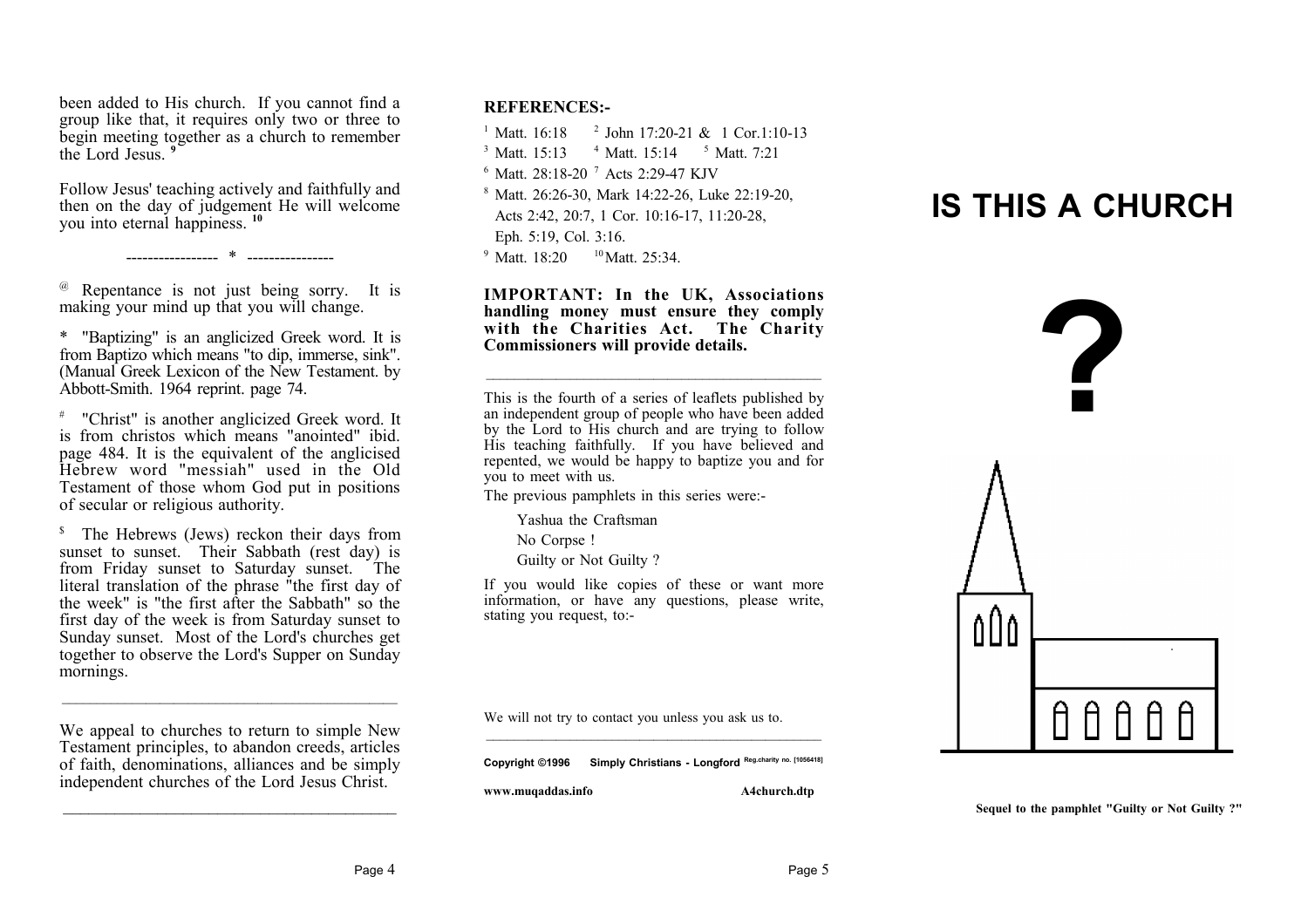been added to His church. If you cannot find a group like that, it requires only two or three to begin meeting together as a church to remember the Lord Jesus. [9]

Follow Jesus' teaching actively and faithfully and then on the day of judgement He will welcome you into eternal happiness. [10]

----------------- * ----------------

[@] Repentance is not just being sorry. It is making your mind up that you will change.

* "Baptizing" is an anglicized Greek word. It is from Baptizo which means "to dip, immerse, sink". (Manual Greek Lexicon of the New Testament. by Abbott-Smith. 1964 reprint. page 74.

[#] "Christ" is another anglicized Greek word. It is from christos which means "anointed" ibid. page 484. It is the equivalent of the anglicised Hebrew word "messiah" used in the Old Testament of those whom God put in positions of secular or religious authority.

[$] The Hebrews (Jews) reckon their days from sunset to sunset. Their Sabbath (rest day) is from Friday sunset to Saturday sunset. The literal translation of the phrase "the first day of the week" is "the first after the Sabbath" so the first day of the week is from Saturday sunset to Sunday sunset. Most of the Lord's churches get together to observe the Lord's Supper on Sunday mornings.

---

We appeal to churches to return to simple New Testament principles, to abandon creeds, articles of faith, denominations, alliances and be simply independent churches of the Lord Jesus Christ.

---

**REFERENCES:-**

[1] Matt. 16:18 [2] John 17:20-21 & 1 Cor.1:10-13
[3] Matt. 15:13 [4] Matt. 15:14 [5] Matt. 7:21
[6] Matt. 28:18-20 [7] Acts 2:29-47 KJV
[8] Matt. 26:26-30, Mark 14:22-26, Luke 22:19-20, Acts 2:42, 20:7, 1 Cor. 10:16-17, 11:20-28, Eph. 5:19, Col. 3:16.
[9] Matt. 18:20 [10] Matt. 25:34.

**IMPORTANT: In the UK, Associations handling money must ensure they comply with the Charities Act. The Charity Commissioners will provide details.**

---

This is the fourth of a series of leaflets published by an independent group of people who have been added by the Lord to His church and are trying to follow His teaching faithfully. If you have believed and repented, we would be happy to baptize you and for you to meet with us.

The previous pamphlets in this series were:-

Yashua the Craftsman
No Corpse !
Guilty or Not Guilty ?

If you would like copies of these or want more information, or have any questions, please write, stating you request, to:-

We will not try to contact you unless you ask us to.

---

**Copyright ©1996 Simply Christians - Longford** Reg.charity no. [1056418]

**www.muqaddas.info** **A4church.dtp**

# IS THIS A CHURCH

# ?

**Sequel to the pamphlet "Guilty or Not Guilty ?"**